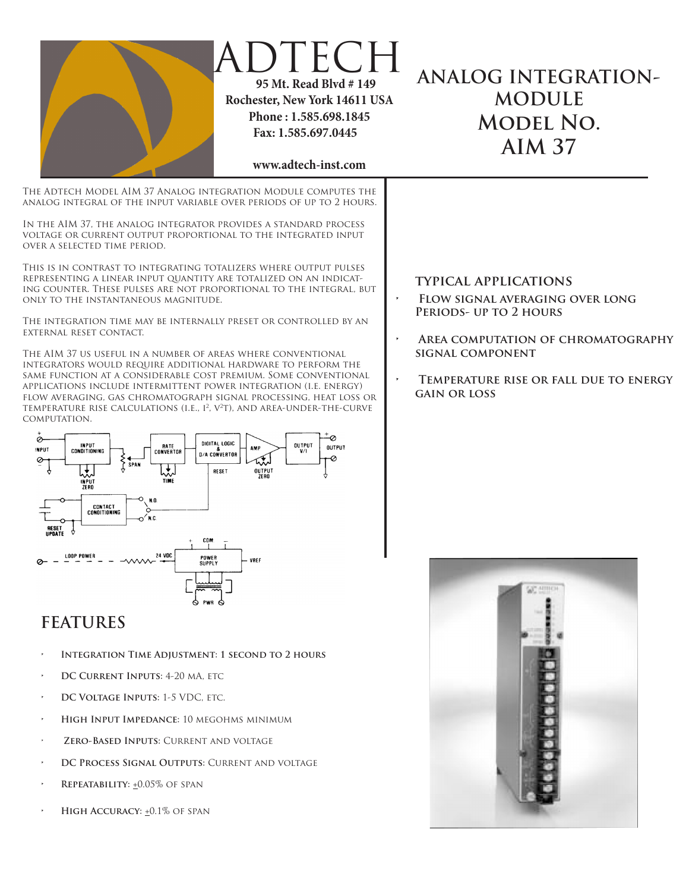# ADTECH

**95 Mt. Read Blvd # 149**
**Rochester, New York 14611 USA**
**Phone : 1.585.698.1845**
**Fax: 1.585.697.0445**

**www.adtech-inst.com**

# ANALOG INTEGRATION-MODULE MODEL NO. AIM 37

The Adtech Model AIM 37 Analog integration Module computes the analog integral of the input variable over periods of up to 2 hours.

In the AIM 37, the analog integrator provides a standard process voltage or current output proportional to the integrated input over a selected time period.

This is in contrast to integrating totalizers where output pulses representing a linear input quantity are totalized on an indicating counter. These pulses are not proportional to the integral, but only to the instantaneous magnitude.

The integration time may be internally preset or controlled by an external reset contact.

The AIM 37 us useful in a number of areas where conventional integrators would require additional hardware to perform the same function at a considerable cost premium. Some conventional applications include intermittent power integration (i.e. energy) flow averaging, gas chromatograph signal processing, heat loss or temperature rise calculations (i.e., $I^2$, $V^2T$), and area-under-the-curve computation.

## TYPICAL APPLICATIONS

- Flow signal averaging over long periods- up to 2 hours
- Area computation of chromatography signal component
- Temperature rise or fall due to energy gain or loss

## FEATURES

- **Integration Time Adjustment: 1 second to 2 hours**
- **DC Current Inputs:** 4-20 mA, etc
- **DC Voltage Inputs:** 1-5 VDC, etc.
- **High Input Impedance:** 10 megohms minimum
- **Zero-Based Inputs:** Current and voltage
- **DC Process Signal Outputs:** Current and voltage
- **Repeatability:** ±0.05% of span
- **High Accuracy:** ±0.1% of span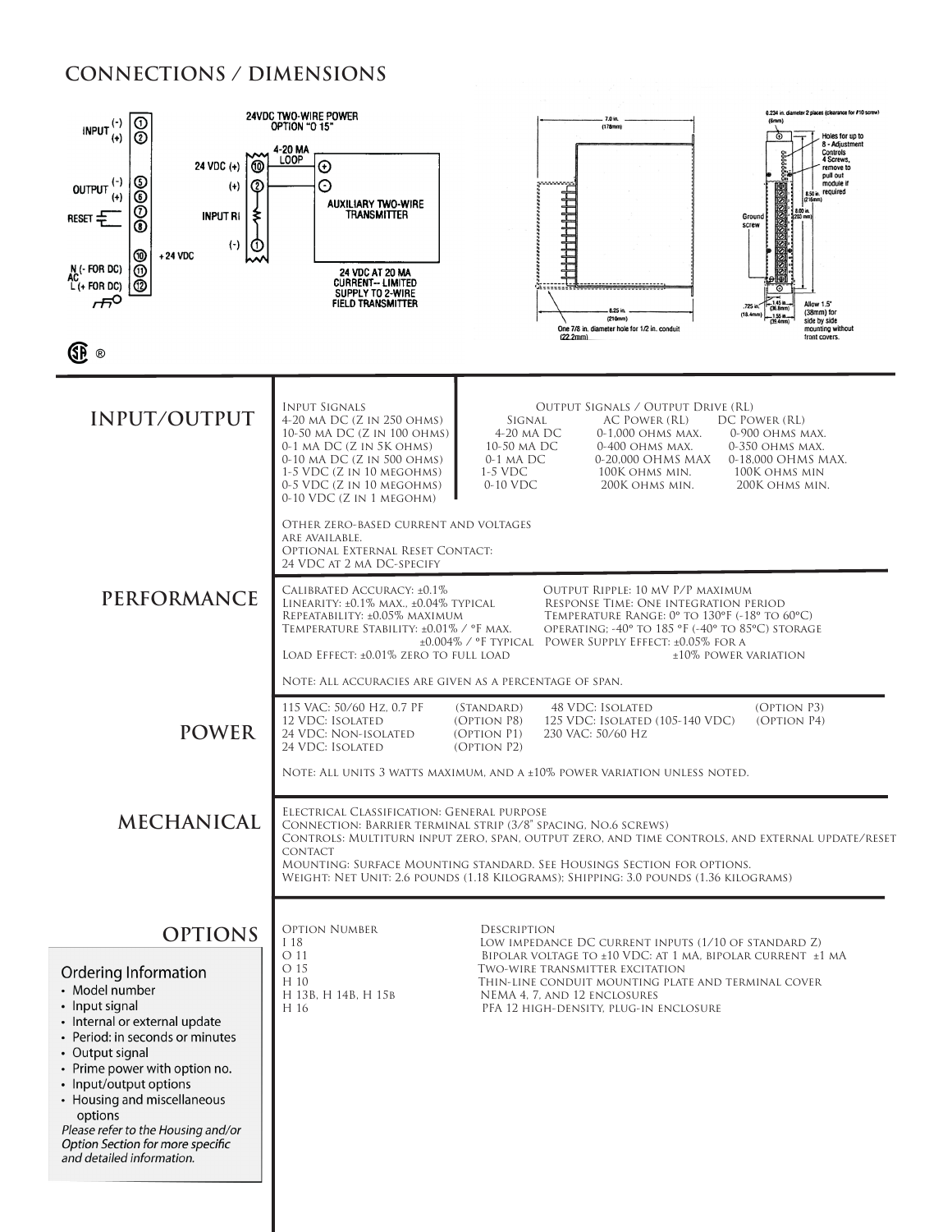## CONNECTIONS / DIMENSIONS

INPUT (-) ① (+) ②

OUTPUT (-) ⑤ (+) ⑥

RESET ⑦ ⑧

⑩ +24 VDC

AC N (- FOR DC) ⑪ L (+ FOR DC) ⑫

24VDC TWO-WIRE POWER OPTION "O 15"

24 VDC (+) ⑩ 4-20 MA LOOP

(+) ②

INPUT RI

(-) ①

AUXILIARY TWO-WIRE TRANSMITTER

24 VDC AT 20 MA CURRENT-- LIMITED SUPPLY TO 2-WIRE FIELD TRANSMITTER

7.0 in. (178mm)

8.25 in. (210mm)

One 7/8 in. diameter hole for 1/2 in. conduit (22.2mm)

0.234 in. diameter 2 places (clearance for #10 screw) (6mm)

Holes for up to 8 - Adjustment Controls

4 Screws, remove to pull out module if required

8.50 in. (216mm)

8.00 in. (203 mm)

Ground screw

.725 in. (18.4mm)

1.45 in. (36.8mm)

1.55 in. (39.4mm)

Allow 1.5" (38mm) for side by side mounting without front covers.

®

## INPUT/OUTPUT

| Input Signals | Signal | AC Power (RL) | DC Power (RL) |
|---|---|---|---|
| 4-20 mA DC (Z in 250 ohms) | 4-20 mA DC | 0-1,000 ohms max. | 0-900 ohms max. |
| 10-50 mA DC (Z in 100 ohms) | 10-50 mA DC | 0-400 ohms max. | 0-350 ohms max. |
| 0-1 mA DC (Z in 5K ohms) | 0-1 mA DC | 0-20,000 OHMS MAX | 0-18,000 OHMS MAX. |
| 0-10 mA DC (Z in 500 ohms) | 1-5 VDC | 100K ohms min. | 100K ohms min |
| 1-5 VDC (Z in 10 megohms) | 0-10 VDC | 200K ohms min. | 200K ohms min. |
| 0-5 VDC (Z in 10 megohms) | | | |
| 0-10 VDC (Z in 1 megohm) | | | |

Output Signals / Output Drive (RL)

Other zero-based current and voltages are available.
Optional External Reset Contact:
24 VDC at 2 mA DC-specify

## PERFORMANCE

Calibrated Accuracy: ±0.1%
Linearity: ±0.1% max., ±0.04% typical
Repeatability: ±0.05% maximum
Temperature Stability: ±0.01% / °F max.
±0.004% / °F typical
Load Effect: ±0.01% zero to full load

Output Ripple: 10 mV P/P maximum
Response Time: One integration period
Temperature Range: 0° to 130°F (-18° to 60°C) operating; -40° to 185 °F (-40° to 85°C) storage
Power Supply Effect: ±0.05% for a ±10% power variation

Note: All accuracies are given as a percentage of span.

## POWER

| | | | |
|---|---|---|---|
| 115 VAC: 50/60 Hz, 0.7 PF | (Standard) | 48 VDC: Isolated | (Option P3) |
| 12 VDC: Isolated | (Option P8) | 125 VDC: Isolated (105-140 VDC) | (Option P4) |
| 24 VDC: Non-isolated | (Option P1) | 230 VAC: 50/60 Hz | |
| 24 VDC: Isolated | (Option P2) | | |

Note: All units 3 watts maximum, and a ±10% power variation unless noted.

## MECHANICAL

Electrical Classification: General purpose
Connection: Barrier terminal strip (3/8" spacing, No.6 screws)
Controls: Multiturn input zero, span, output zero, and time controls, and external update/reset contact
Mounting: Surface Mounting standard. See Housings Section for options.
Weight: Net Unit: 2.6 pounds (1.18 Kilograms); Shipping: 3.0 pounds (1.36 kilograms)

## OPTIONS

| Option Number | Description |
|---|---|
| I 18 | Low impedance DC current inputs (1/10 of standard Z) |
| O 11 | Bipolar voltage to ±10 VDC: at 1 mA, bipolar current ±1 mA |
| O 15 | Two-wire transmitter excitation |
| H 10 | Thin-line conduit mounting plate and terminal cover |
| H 13B, H 14B, H 15B | NEMA 4, 7, and 12 enclosures |
| H 16 | PFA 12 high-density, plug-in enclosure |

### Ordering Information

- Model number
- Input signal
- Internal or external update
- Period: in seconds or minutes
- Output signal
- Prime power with option no.
- Input/output options
- Housing and miscellaneous options

*Please refer to the Housing and/or Option Section for more specific and detailed information.*